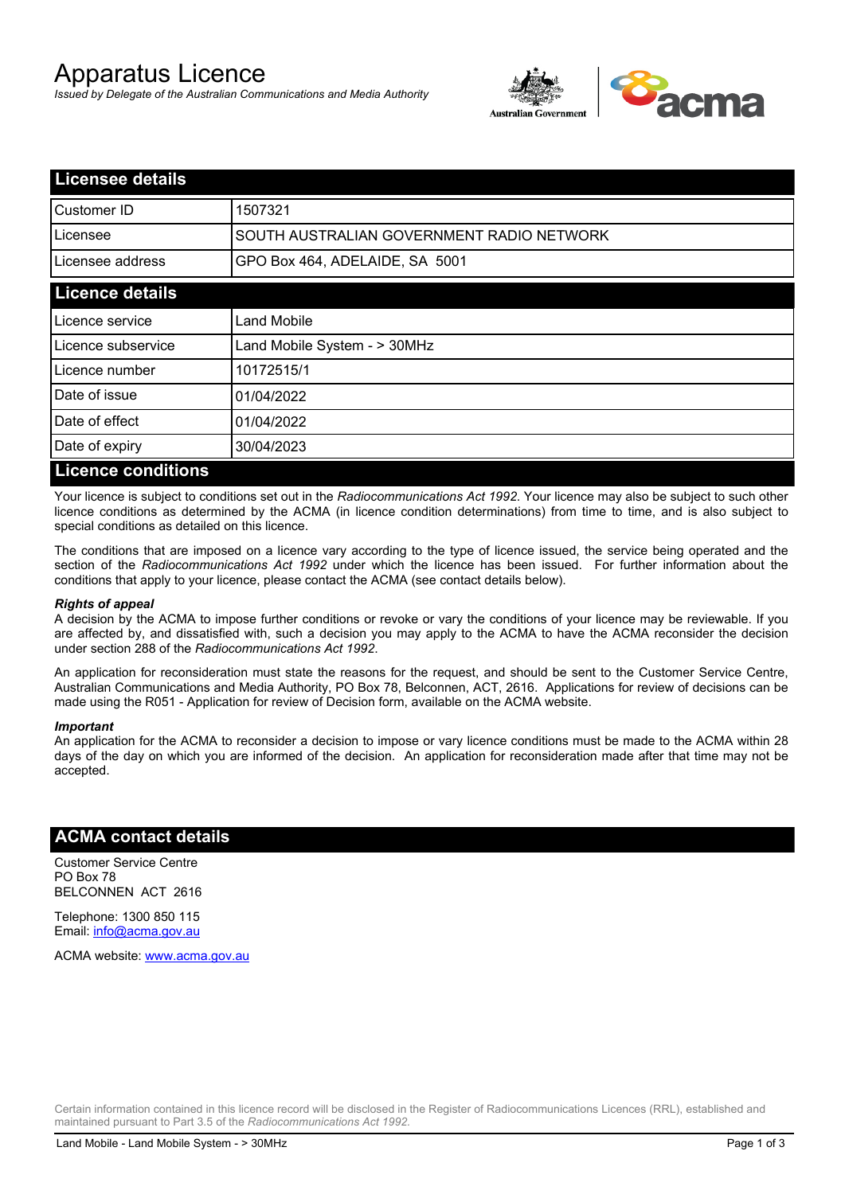# Apparatus Licence

*Issued by Delegate of the Australian Communications and Media Authority*

## Licensee details

| | |
|---|---|
| Customer ID | 1507321 |
| Licensee | SOUTH AUSTRALIAN GOVERNMENT RADIO NETWORK |
| Licensee address | GPO Box 464, ADELAIDE, SA 5001 |

## Licence details

| | |
|---|---|
| Licence service | Land Mobile |
| Licence subservice | Land Mobile System - > 30MHz |
| Licence number | 10172515/1 |
| Date of issue | 01/04/2022 |
| Date of effect | 01/04/2022 |
| Date of expiry | 30/04/2023 |

## Licence conditions

Your licence is subject to conditions set out in the *Radiocommunications Act 1992*. Your licence may also be subject to such other licence conditions as determined by the ACMA (in licence condition determinations) from time to time, and is also subject to special conditions as detailed on this licence.

The conditions that are imposed on a licence vary according to the type of licence issued, the service being operated and the section of the *Radiocommunications Act 1992* under which the licence has been issued. For further information about the conditions that apply to your licence, please contact the ACMA (see contact details below).

***Rights of appeal***

A decision by the ACMA to impose further conditions or revoke or vary the conditions of your licence may be reviewable. If you are affected by, and dissatisfied with, such a decision you may apply to the ACMA to have the ACMA reconsider the decision under section 288 of the *Radiocommunications Act 1992*.

An application for reconsideration must state the reasons for the request, and should be sent to the Customer Service Centre, Australian Communications and Media Authority, PO Box 78, Belconnen, ACT, 2616. Applications for review of decisions can be made using the R051 - Application for review of Decision form, available on the ACMA website.

***Important***

An application for the ACMA to reconsider a decision to impose or vary licence conditions must be made to the ACMA within 28 days of the day on which you are informed of the decision. An application for reconsideration made after that time may not be accepted.

## ACMA contact details

Customer Service Centre
PO Box 78
BELCONNEN ACT 2616

Telephone: 1300 850 115
Email: info@acma.gov.au

ACMA website: www.acma.gov.au

Certain information contained in this licence record will be disclosed in the Register of Radiocommunications Licences (RRL), established and maintained pursuant to Part 3.5 of the *Radiocommunications Act 1992.*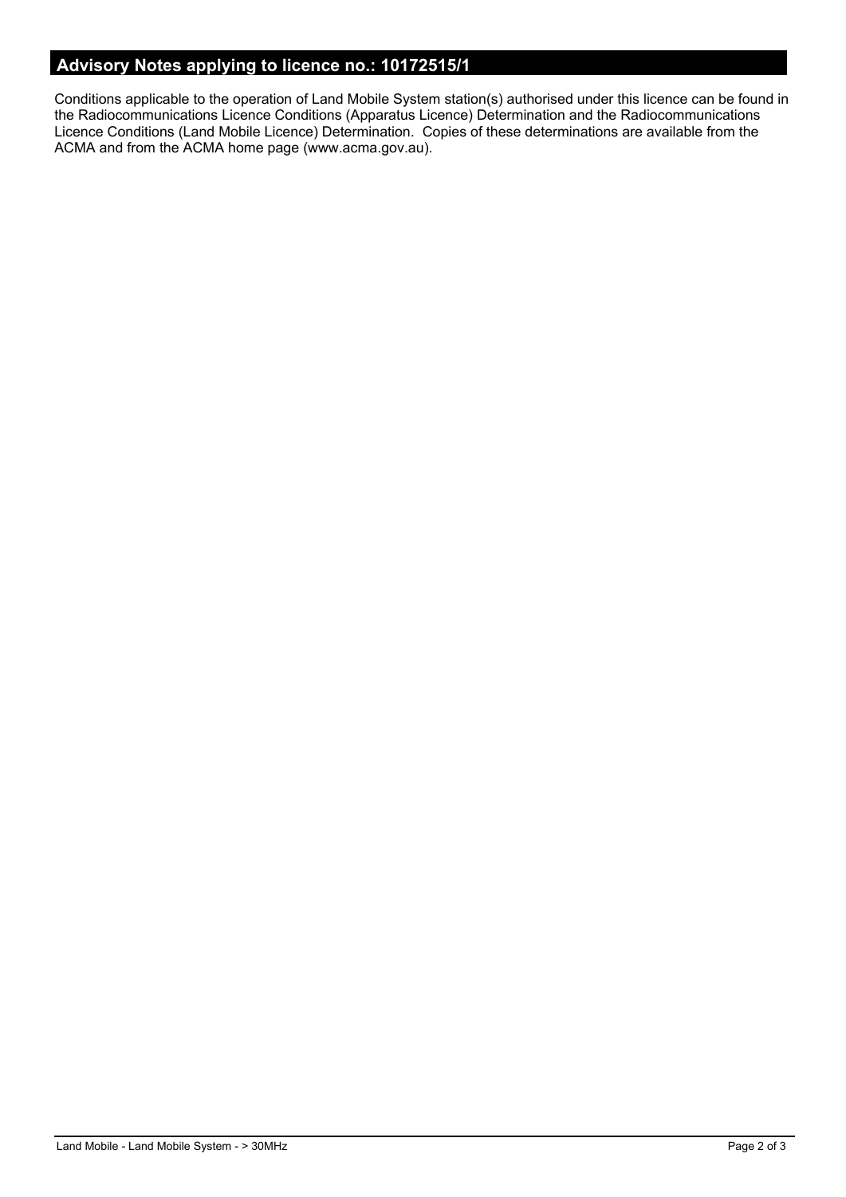## Advisory Notes applying to licence no.: 10172515/1

Conditions applicable to the operation of Land Mobile System station(s) authorised under this licence can be found in the Radiocommunications Licence Conditions (Apparatus Licence) Determination and the Radiocommunications Licence Conditions (Land Mobile Licence) Determination. Copies of these determinations are available from the ACMA and from the ACMA home page (www.acma.gov.au).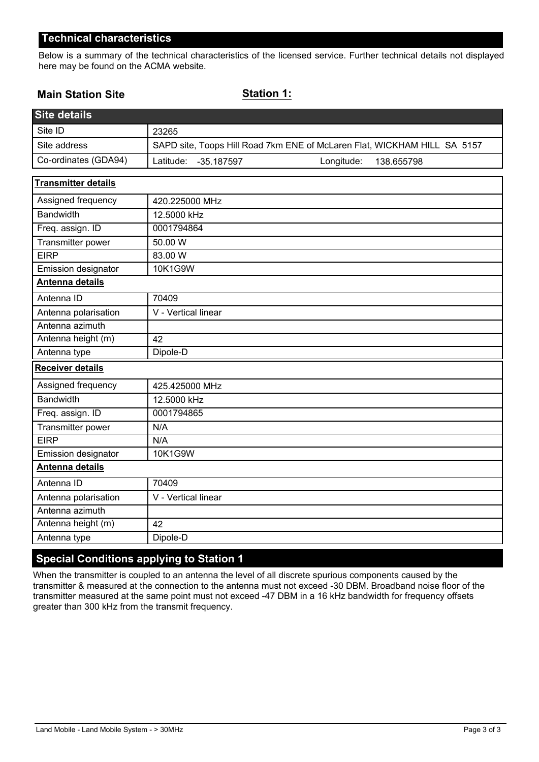## Technical characteristics

Below is a summary of the technical characteristics of the licensed service. Further technical details not displayed here may be found on the ACMA website.

**Main Station Site** **Station 1:**

| Site details | |
|---|---|
| Site ID | 23265 |
| Site address | SAPD site, Toops Hill Road 7km ENE of McLaren Flat, WICKHAM HILL SA 5157 |
| Co-ordinates (GDA94) | Latitude: -35.187597 Longitude: 138.655798 |

| Transmitter details | |
|---|---|
| Assigned frequency | 420.225000 MHz |
| Bandwidth | 12.5000 kHz |
| Freq. assign. ID | 0001794864 |
| Transmitter power | 50.00 W |
| EIRP | 83.00 W |
| Emission designator | 10K1G9W |
| **Antenna details** | |
| Antenna ID | 70409 |
| Antenna polarisation | V - Vertical linear |
| Antenna azimuth | |
| Antenna height (m) | 42 |
| Antenna type | Dipole-D |

| Receiver details | |
|---|---|
| Assigned frequency | 425.425000 MHz |
| Bandwidth | 12.5000 kHz |
| Freq. assign. ID | 0001794865 |
| Transmitter power | N/A |
| EIRP | N/A |
| Emission designator | 10K1G9W |
| **Antenna details** | |
| Antenna ID | 70409 |
| Antenna polarisation | V - Vertical linear |
| Antenna azimuth | |
| Antenna height (m) | 42 |
| Antenna type | Dipole-D |

## Special Conditions applying to Station 1

When the transmitter is coupled to an antenna the level of all discrete spurious components caused by the transmitter & measured at the connection to the antenna must not exceed -30 DBM. Broadband noise floor of the transmitter measured at the same point must not exceed -47 DBM in a 16 kHz bandwidth for frequency offsets greater than 300 kHz from the transmit frequency.